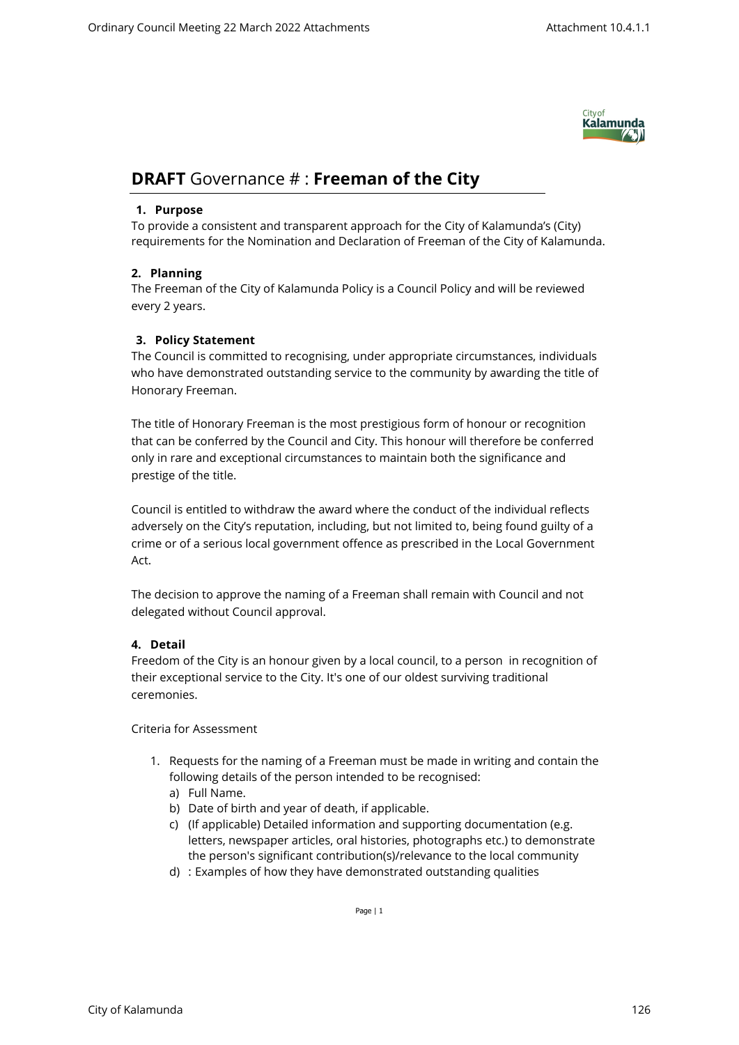# **DRAFT** Governance # : **Freeman of the City**

## 1. Purpose

To provide a consistent and transparent approach for the City of Kalamunda's (City) requirements for the Nomination and Declaration of Freeman of the City of Kalamunda.

## 2. Planning

The Freeman of the City of Kalamunda Policy is a Council Policy and will be reviewed every 2 years.

## 3. Policy Statement

The Council is committed to recognising, under appropriate circumstances, individuals who have demonstrated outstanding service to the community by awarding the title of Honorary Freeman.

The title of Honorary Freeman is the most prestigious form of honour or recognition that can be conferred by the Council and City. This honour will therefore be conferred only in rare and exceptional circumstances to maintain both the significance and prestige of the title.

Council is entitled to withdraw the award where the conduct of the individual reflects adversely on the City's reputation, including, but not limited to, being found guilty of a crime or of a serious local government offence as prescribed in the Local Government Act.

The decision to approve the naming of a Freeman shall remain with Council and not delegated without Council approval.

## 4. Detail

Freedom of the City is an honour given by a local council, to a person in recognition of their exceptional service to the City. It's one of our oldest surviving traditional ceremonies.

Criteria for Assessment

1. Requests for the naming of a Freeman must be made in writing and contain the following details of the person intended to be recognised:
   a) Full Name.
   b) Date of birth and year of death, if applicable.
   c) (If applicable) Detailed information and supporting documentation (e.g. letters, newspaper articles, oral histories, photographs etc.) to demonstrate the person's significant contribution(s)/relevance to the local community
   d) : Examples of how they have demonstrated outstanding qualities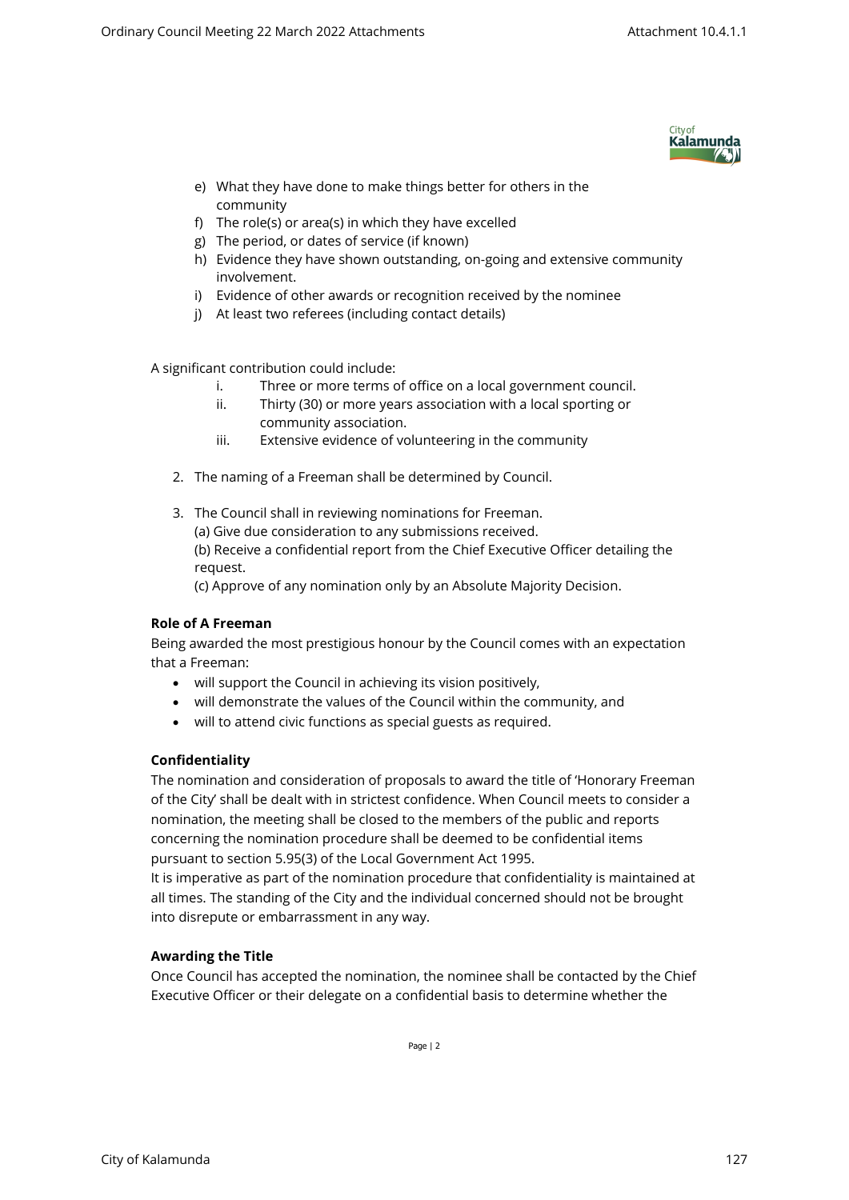e) What they have done to make things better for others in the community
f) The role(s) or area(s) in which they have excelled
g) The period, or dates of service (if known)
h) Evidence they have shown outstanding, on-going and extensive community involvement.
i) Evidence of other awards or recognition received by the nominee
j) At least two referees (including contact details)

A significant contribution could include:

i. Three or more terms of office on a local government council.
ii. Thirty (30) or more years association with a local sporting or community association.
iii. Extensive evidence of volunteering in the community

2. The naming of a Freeman shall be determined by Council.

3. The Council shall in reviewing nominations for Freeman.
(a) Give due consideration to any submissions received.
(b) Receive a confidential report from the Chief Executive Officer detailing the request.
(c) Approve of any nomination only by an Absolute Majority Decision.

**Role of A Freeman**

Being awarded the most prestigious honour by the Council comes with an expectation that a Freeman:

- will support the Council in achieving its vision positively,
- will demonstrate the values of the Council within the community, and
- will to attend civic functions as special guests as required.

**Confidentiality**

The nomination and consideration of proposals to award the title of 'Honorary Freeman of the City' shall be dealt with in strictest confidence. When Council meets to consider a nomination, the meeting shall be closed to the members of the public and reports concerning the nomination procedure shall be deemed to be confidential items pursuant to section 5.95(3) of the Local Government Act 1995.

It is imperative as part of the nomination procedure that confidentiality is maintained at all times. The standing of the City and the individual concerned should not be brought into disrepute or embarrassment in any way.

**Awarding the Title**

Once Council has accepted the nomination, the nominee shall be contacted by the Chief Executive Officer or their delegate on a confidential basis to determine whether the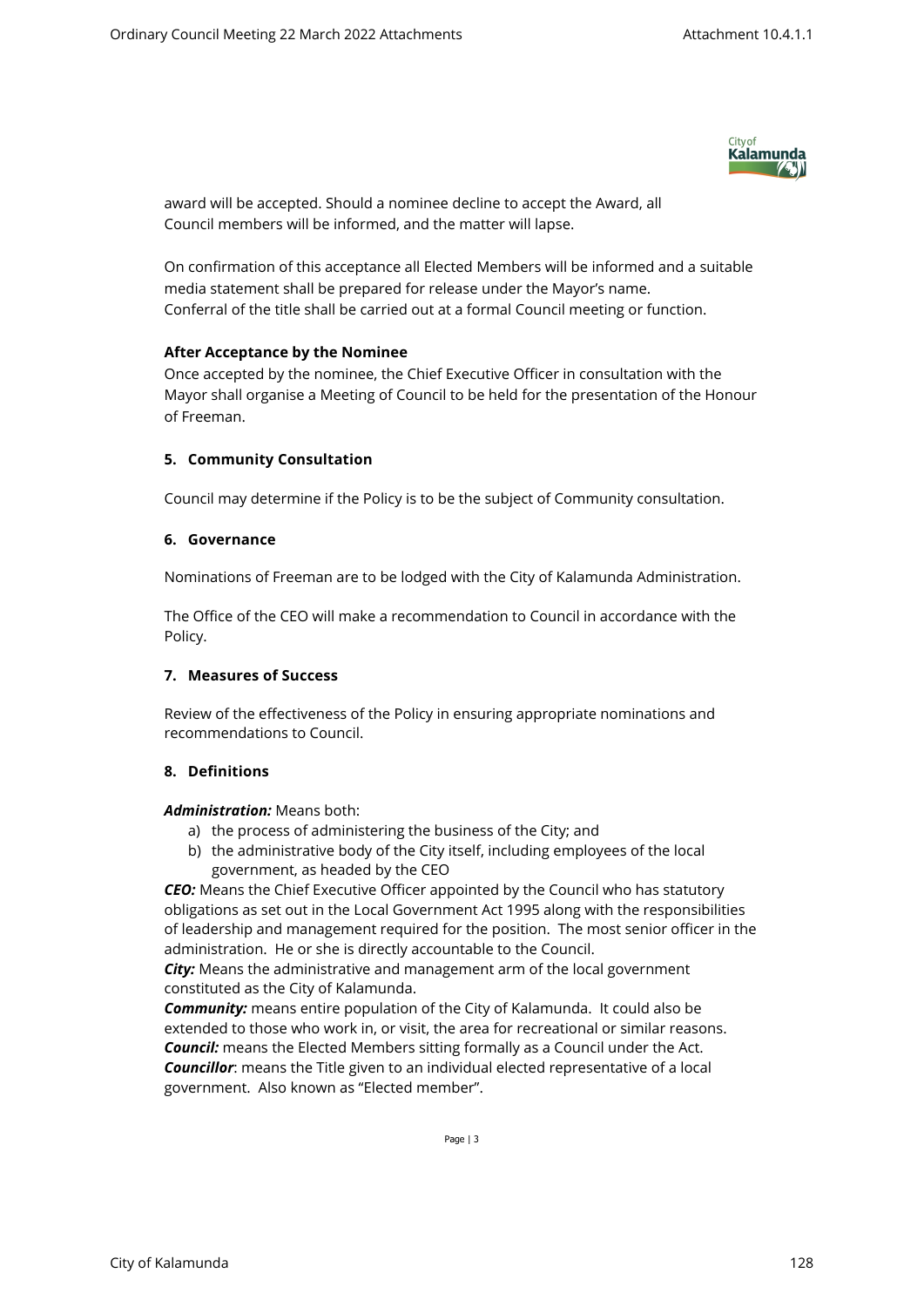award will be accepted. Should a nominee decline to accept the Award, all Council members will be informed, and the matter will lapse.

On confirmation of this acceptance all Elected Members will be informed and a suitable media statement shall be prepared for release under the Mayor's name. Conferral of the title shall be carried out at a formal Council meeting or function.

**After Acceptance by the Nominee**

Once accepted by the nominee, the Chief Executive Officer in consultation with the Mayor shall organise a Meeting of Council to be held for the presentation of the Honour of Freeman.

### 5. Community Consultation

Council may determine if the Policy is to be the subject of Community consultation.

### 6. Governance

Nominations of Freeman are to be lodged with the City of Kalamunda Administration.

The Office of the CEO will make a recommendation to Council in accordance with the Policy.

### 7. Measures of Success

Review of the effectiveness of the Policy in ensuring appropriate nominations and recommendations to Council.

### 8. Definitions

***Administration:*** Means both:

a) the process of administering the business of the City; and
b) the administrative body of the City itself, including employees of the local government, as headed by the CEO

***CEO:*** Means the Chief Executive Officer appointed by the Council who has statutory obligations as set out in the Local Government Act 1995 along with the responsibilities of leadership and management required for the position. The most senior officer in the administration. He or she is directly accountable to the Council.

***City:*** Means the administrative and management arm of the local government constituted as the City of Kalamunda.

***Community:*** means entire population of the City of Kalamunda. It could also be extended to those who work in, or visit, the area for recreational or similar reasons.

***Council:*** means the Elected Members sitting formally as a Council under the Act.

***Councillor***: means the Title given to an individual elected representative of a local government. Also known as "Elected member".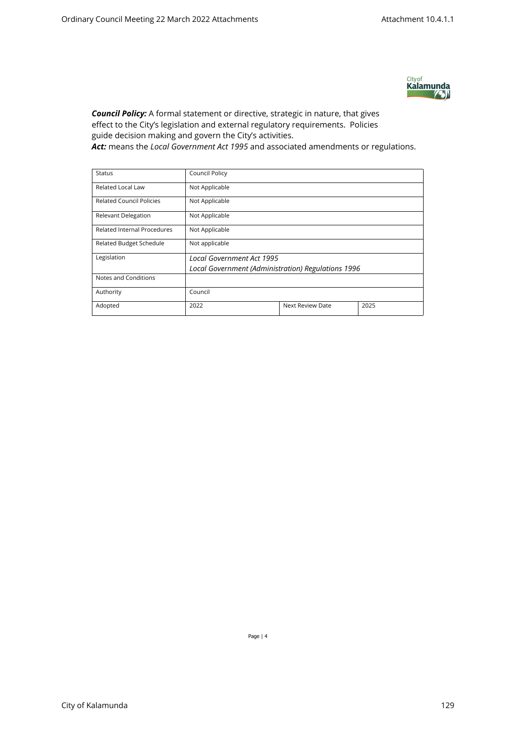***Council Policy:*** A formal statement or directive, strategic in nature, that gives effect to the City's legislation and external regulatory requirements. Policies guide decision making and govern the City's activities.

***Act:*** means the *Local Government Act 1995* and associated amendments or regulations.

| | | | |
|---|---|---|---|
| Status | Council Policy | | |
| Related Local Law | Not Applicable | | |
| Related Council Policies | Not Applicable | | |
| Relevant Delegation | Not Applicable | | |
| Related Internal Procedures | Not Applicable | | |
| Related Budget Schedule | Not applicable | | |
| Legislation | *Local Government Act 1995*<br>*Local Government (Administration) Regulations 1996* | | |
| Notes and Conditions | | | |
| Authority | Council | | |
| Adopted | 2022 | Next Review Date | 2025 |